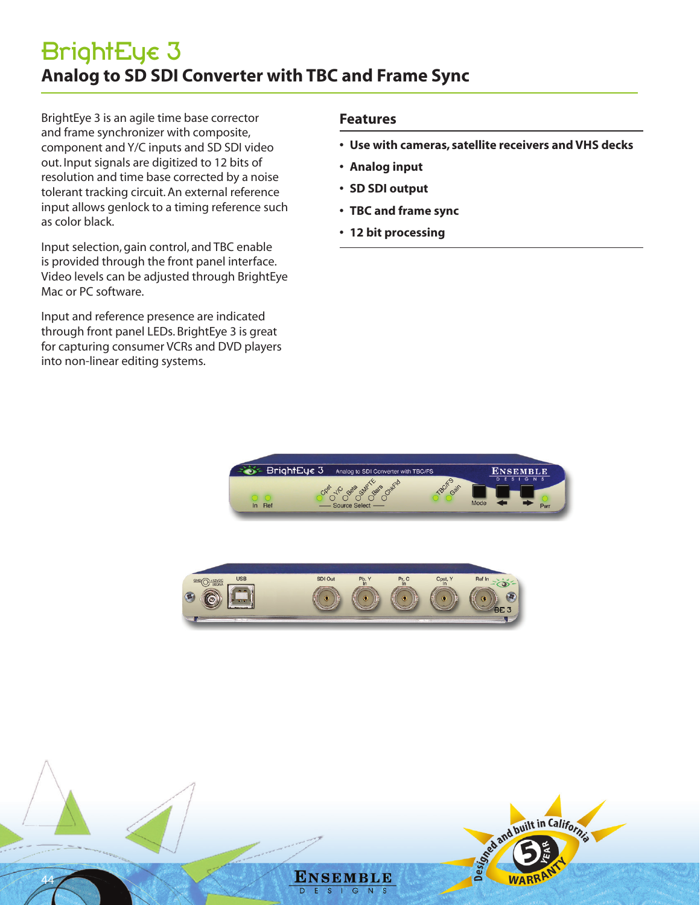# BrightEye 3

## Analog to SD SDI Converter with TBC and Frame Sync

BrightEye 3 is an agile time base corrector and frame synchronizer with composite, component and Y/C inputs and SD SDI video out. Input signals are digitized to 12 bits of resolution and time base corrected by a noise tolerant tracking circuit. An external reference input allows genlock to a timing reference such as color black.

Input selection, gain control, and TBC enable is provided through the front panel interface. Video levels can be adjusted through BrightEye Mac or PC software.

Input and reference presence are indicated through front panel LEDs. BrightEye 3 is great for capturing consumer VCRs and DVD players into non-linear editing systems.

### Features

- **Use with cameras, satellite receivers and VHS decks**
- **Analog input**
- **SD SDI output**
- **TBC and frame sync**
- **12 bit processing**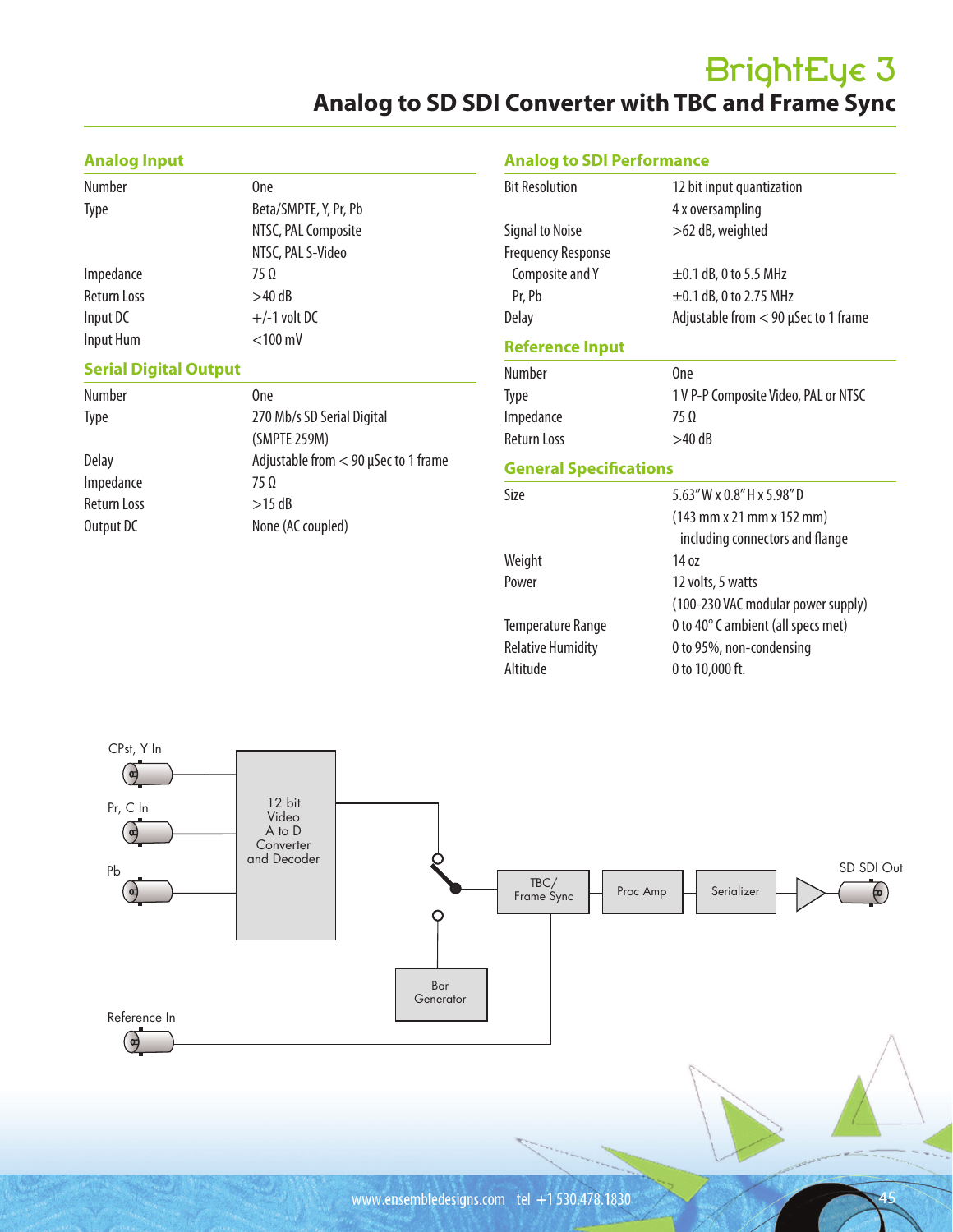# BrightEye 3

## Analog to SD SDI Converter with TBC and Frame Sync

### Analog Input

| | |
|---|---|
| Number | One |
| Type | Beta/SMPTE, Y, Pr, Pb<br>NTSC, PAL Composite<br>NTSC, PAL S-Video |
| Impedance | 75 Ω |
| Return Loss | >40 dB |
| Input DC | +/-1 volt DC |
| Input Hum | <100 mV |

### Serial Digital Output

| | |
|---|---|
| Number | One |
| Type | 270 Mb/s SD Serial Digital<br>(SMPTE 259M) |
| Delay | Adjustable from < 90 µSec to 1 frame |
| Impedance | 75 Ω |
| Return Loss | >15 dB |
| Output DC | None (AC coupled) |

### Analog to SDI Performance

| | |
|---|---|
| Bit Resolution | 12 bit input quantization<br>4 x oversampling |
| Signal to Noise | >62 dB, weighted |
| Frequency Response | |
| Composite and Y | ±0.1 dB, 0 to 5.5 MHz |
| Pr, Pb | ±0.1 dB, 0 to 2.75 MHz |
| Delay | Adjustable from < 90 µSec to 1 frame |

### Reference Input

| | |
|---|---|
| Number | One |
| Type | 1 V P-P Composite Video, PAL or NTSC |
| Impedance | 75 Ω |
| Return Loss | >40 dB |

### General Specifications

| | |
|---|---|
| Size | 5.63" W x 0.8" H x 5.98" D<br>(143 mm x 21 mm x 152 mm)<br>including connectors and flange |
| Weight | 14 oz |
| Power | 12 volts, 5 watts<br>(100-230 VAC modular power supply) |
| Temperature Range | 0 to 40° C ambient (all specs met) |
| Relative Humidity | 0 to 95%, non-condensing |
| Altitude | 0 to 10,000 ft. |

CPst, Y In
Pr, C In
Pb
12 bit Video A to D Converter and Decoder
Bar Generator
TBC/ Frame Sync
Proc Amp
Serializer
SD SDI Out
Reference In

www.ensembledesigns.com tel +1 530.478.1830